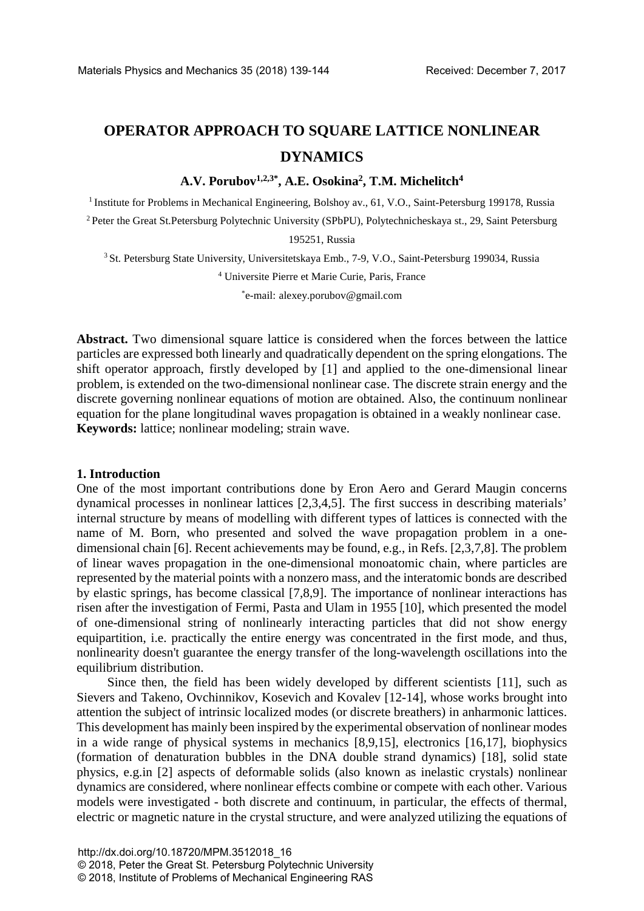# OPERATOR APPROACH TO SQUARE LATTICE NONLINEAR DYNAMICS

**A.V. Porubov[1,2,3*], A.E. Osokina[2], T.M. Michelitch[4]**

[1] Institute for Problems in Mechanical Engineering, Bolshoy av., 61, V.O., Saint-Petersburg 199178, Russia

[2] Peter the Great St.Petersburg Polytechnic University (SPbPU), Polytechnicheskaya st., 29, Saint Petersburg 195251, Russia

[3] St. Petersburg State University, Universitetskaya Emb., 7-9, V.O., Saint-Petersburg 199034, Russia

[4] Universite Pierre et Marie Curie, Paris, France

[*]e-mail: alexey.porubov@gmail.com

**Abstract.** Two dimensional square lattice is considered when the forces between the lattice particles are expressed both linearly and quadratically dependent on the spring elongations. The shift operator approach, firstly developed by [1] and applied to the one-dimensional linear problem, is extended on the two-dimensional nonlinear case. The discrete strain energy and the discrete governing nonlinear equations of motion are obtained. Also, the continuum nonlinear equation for the plane longitudinal waves propagation is obtained in a weakly nonlinear case.
**Keywords:** lattice; nonlinear modeling; strain wave.

## 1. Introduction

One of the most important contributions done by Eron Aero and Gerard Maugin concerns dynamical processes in nonlinear lattices [2,3,4,5]. The first success in describing materials' internal structure by means of modelling with different types of lattices is connected with the name of M. Born, who presented and solved the wave propagation problem in a one-dimensional chain [6]. Recent achievements may be found, e.g., in Refs. [2,3,7,8]. The problem of linear waves propagation in the one-dimensional monoatomic chain, where particles are represented by the material points with a nonzero mass, and the interatomic bonds are described by elastic springs, has become classical [7,8,9]. The importance of nonlinear interactions has risen after the investigation of Fermi, Pasta and Ulam in 1955 [10], which presented the model of one-dimensional string of nonlinearly interacting particles that did not show energy equipartition, i.e. practically the entire energy was concentrated in the first mode, and thus, nonlinearity doesn't guarantee the energy transfer of the long-wavelength oscillations into the equilibrium distribution.

Since then, the field has been widely developed by different scientists [11], such as Sievers and Takeno, Ovchinnikov, Kosevich and Kovalev [12-14], whose works brought into attention the subject of intrinsic localized modes (or discrete breathers) in anharmonic lattices. This development has mainly been inspired by the experimental observation of nonlinear modes in a wide range of physical systems in mechanics [8,9,15], electronics [16,17], biophysics (formation of denaturation bubbles in the DNA double strand dynamics) [18], solid state physics, e.g.in [2] aspects of deformable solids (also known as inelastic crystals) nonlinear dynamics are considered, where nonlinear effects combine or compete with each other. Various models were investigated - both discrete and continuum, in particular, the effects of thermal, electric or magnetic nature in the crystal structure, and were analyzed utilizing the equations of

http://dx.doi.org/10.18720/MPM.3512018_16
© 2018, Peter the Great St. Petersburg Polytechnic University
© 2018, Institute of Problems of Mechanical Engineering RAS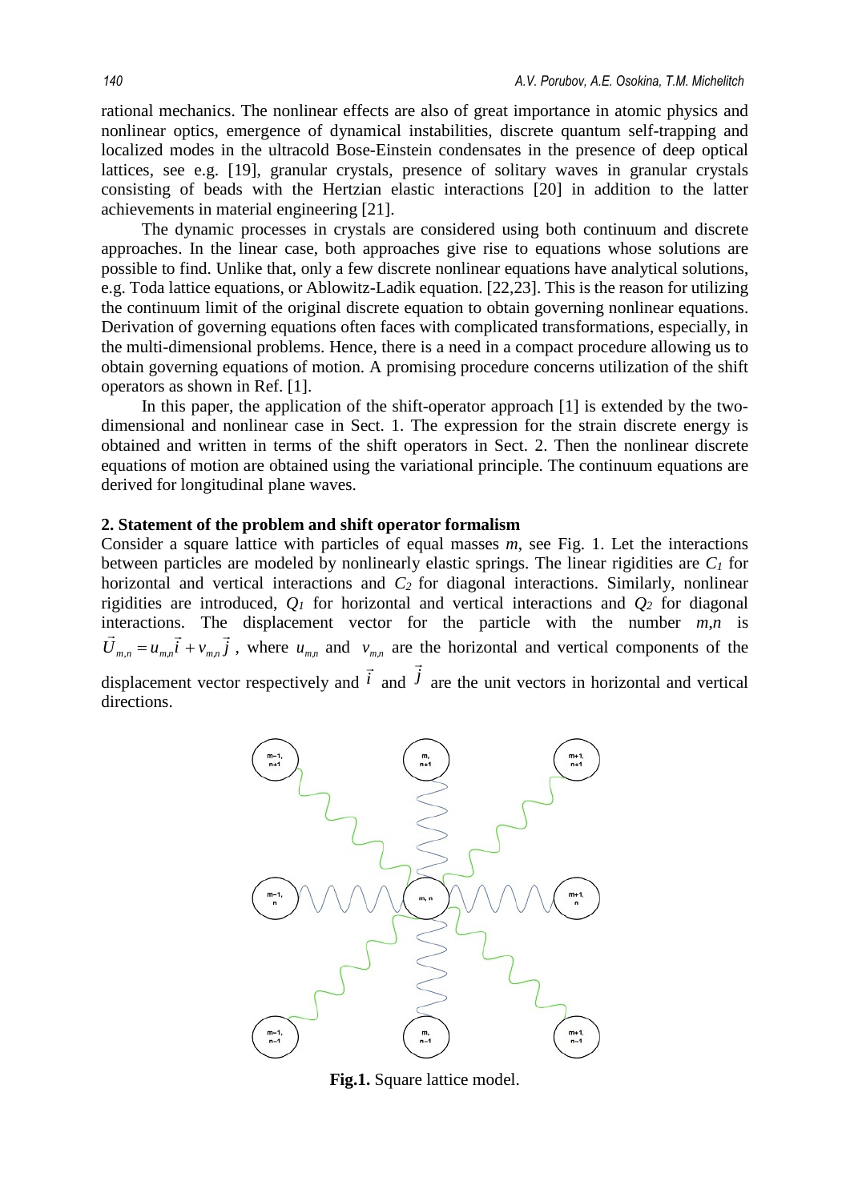rational mechanics. The nonlinear effects are also of great importance in atomic physics and nonlinear optics, emergence of dynamical instabilities, discrete quantum self-trapping and localized modes in the ultracold Bose-Einstein condensates in the presence of deep optical lattices, see e.g. [19], granular crystals, presence of solitary waves in granular crystals consisting of beads with the Hertzian elastic interactions [20] in addition to the latter achievements in material engineering [21].

The dynamic processes in crystals are considered using both continuum and discrete approaches. In the linear case, both approaches give rise to equations whose solutions are possible to find. Unlike that, only a few discrete nonlinear equations have analytical solutions, e.g. Toda lattice equations, or Ablowitz-Ladik equation. [22,23]. This is the reason for utilizing the continuum limit of the original discrete equation to obtain governing nonlinear equations. Derivation of governing equations often faces with complicated transformations, especially, in the multi-dimensional problems. Hence, there is a need in a compact procedure allowing us to obtain governing equations of motion. A promising procedure concerns utilization of the shift operators as shown in Ref. [1].

In this paper, the application of the shift-operator approach [1] is extended by the two-dimensional and nonlinear case in Sect. 1. The expression for the strain discrete energy is obtained and written in terms of the shift operators in Sect. 2. Then the nonlinear discrete equations of motion are obtained using the variational principle. The continuum equations are derived for longitudinal plane waves.

## 2. Statement of the problem and shift operator formalism

Consider a square lattice with particles of equal masses $m$, see Fig. 1. Let the interactions between particles are modeled by nonlinearly elastic springs. The linear rigidities are $C_1$ for horizontal and vertical interactions and $C_2$ for diagonal interactions. Similarly, nonlinear rigidities are introduced, $Q_1$ for horizontal and vertical interactions and $Q_2$ for diagonal interactions. The displacement vector for the particle with the number $m,n$ is $\vec{U}_{m,n} = u_{m,n}\vec{i} + v_{m,n}\vec{j}$, where $u_{m,n}$ and $v_{m,n}$ are the horizontal and vertical components of the displacement vector respectively and $\vec{i}$ and $\vec{j}$ are the unit vectors in horizontal and vertical directions.

**Fig.1.** Square lattice model.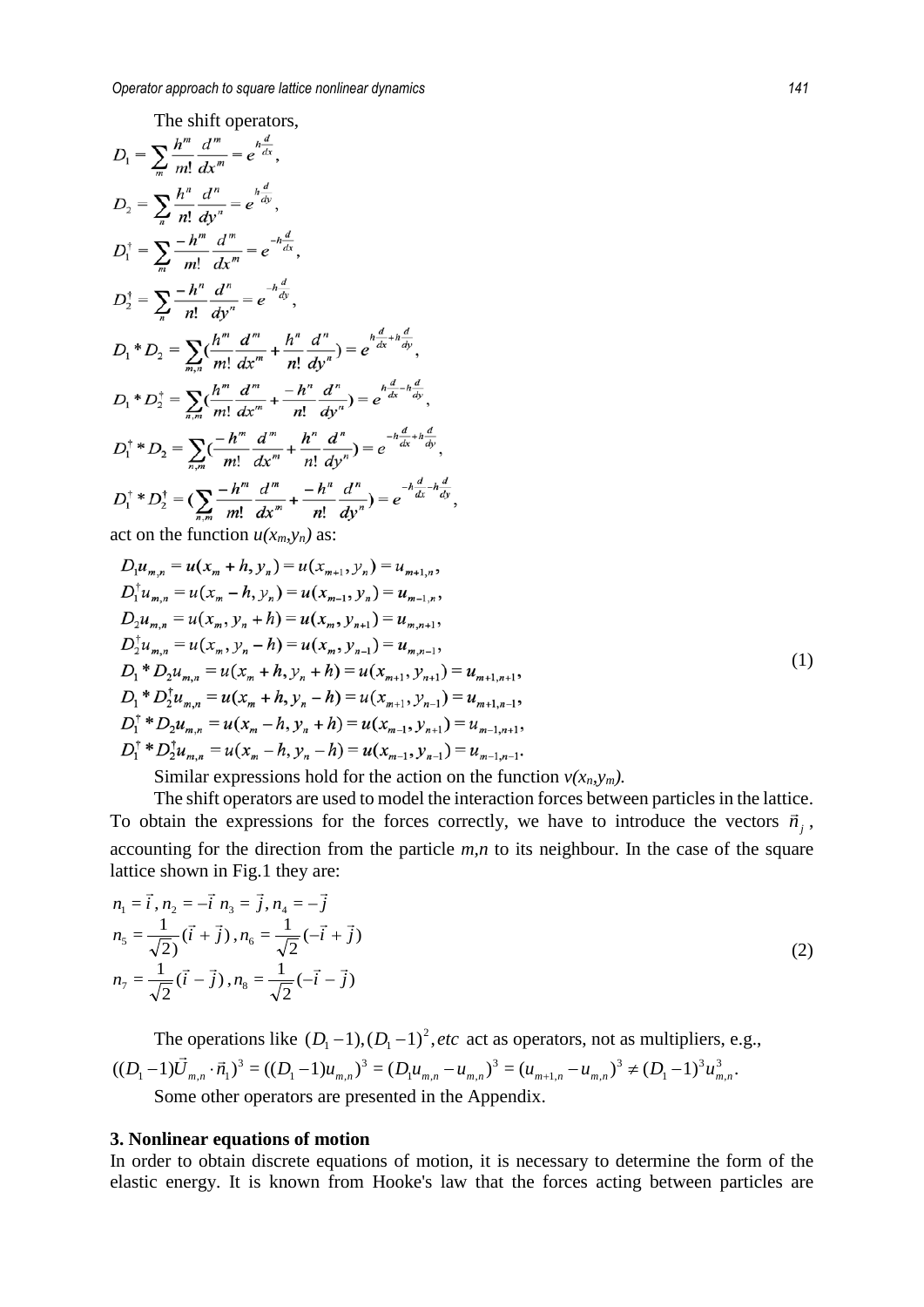The shift operators,

$$D_1 = \sum_m \frac{h^m}{m!}\frac{d^m}{dx^m} = e^{h\frac{d}{dx}},$$

$$D_2 = \sum_n \frac{h^n}{n!}\frac{d^n}{dy^n} = e^{h\frac{d}{dy}},$$

$$D_1^\dagger = \sum_m \frac{-h^m}{m!}\frac{d^m}{dx^m} = e^{-h\frac{d}{dx}},$$

$$D_2^\dagger = \sum_n \frac{-h^n}{n!}\frac{d^n}{dy^n} = e^{-h\frac{d}{dy}},$$

$$D_1 * D_2 = \sum_{m,n}\left(\frac{h^m}{m!}\frac{d^m}{dx^m} + \frac{h^n}{n!}\frac{d^n}{dy^n}\right) = e^{h\frac{d}{dx}+h\frac{d}{dy}},$$

$$D_1 * D_2^\dagger = \sum_{n,m}\left(\frac{h^m}{m!}\frac{d^m}{dx^m} + \frac{-h^n}{n!}\frac{d^n}{dy^n}\right) = e^{h\frac{d}{dx}-h\frac{d}{dy}},$$

$$D_1^\dagger * D_2 = \sum_{n,m}\left(\frac{-h^m}{m!}\frac{d^m}{dx^m} + \frac{h^n}{n!}\frac{d^n}{dy^n}\right) = e^{-h\frac{d}{dx}+h\frac{d}{dy}},$$

$$D_1^\dagger * D_2^\dagger = \left(\sum_{n,m}\frac{-h^m}{m!}\frac{d^m}{dx^m} + \frac{-h^n}{n!}\frac{d^n}{dy^n}\right) = e^{-h\frac{d}{dx}-h\frac{d}{dy}},$$

act on the function $u(x_m,y_n)$ as:

$$
\begin{aligned}
&D_1 u_{m,n} = u(x_m + h, y_n) = u(x_{m+1}, y_n) = u_{m+1,n},\\
&D_1^\dagger u_{m,n} = u(x_m - h, y_n) = u(x_{m-1}, y_n) = u_{m-1,n},\\
&D_2 u_{m,n} = u(x_m, y_n + h) = u(x_m, y_{n+1}) = u_{m,n+1},\\
&D_2^\dagger u_{m,n} = u(x_m, y_n - h) = u(x_m, y_{n-1}) = u_{m,n-1},\\
&D_1 * D_2 u_{m,n} = u(x_m + h, y_n + h) = u(x_{m+1}, y_{n+1}) = u_{m+1,n+1},\\
&D_1 * D_2^\dagger u_{m,n} = u(x_m + h, y_n - h) = u(x_{m+1}, y_{n-1}) = u_{m+1,n-1},\\
&D_1^\dagger * D_2 u_{m,n} = u(x_m - h, y_n + h) = u(x_{m-1}, y_{n+1}) = u_{m-1,n+1},\\
&D_1^\dagger * D_2^\dagger u_{m,n} = u(x_m - h, y_n - h) = u(x_{m-1}, y_{n-1}) = u_{m-1,n-1}.
\end{aligned}
\tag{1}
$$

Similar expressions hold for the action on the function $v(x_n,y_m)$.

The shift operators are used to model the interaction forces between particles in the lattice. To obtain the expressions for the forces correctly, we have to introduce the vectors $\vec{n}_j$, accounting for the direction from the particle $m,n$ to its neighbour. In the case of the square lattice shown in Fig.1 they are:

$$
\begin{aligned}
&n_1 = \vec{i}\,,\, n_2 = -\vec{i}\;\; n_3 = \vec{j}\,,\, n_4 = -\vec{j}\\
&n_5 = \frac{1}{\sqrt{2})}(\vec{i} + \vec{j})\,,\, n_6 = \frac{1}{\sqrt{2}}(-\vec{i} + \vec{j})\\
&n_7 = \frac{1}{\sqrt{2}}(\vec{i} - \vec{j})\,,\, n_8 = \frac{1}{\sqrt{2}}(-\vec{i} - \vec{j})
\end{aligned}
\tag{2}
$$

The operations like $(D_1 - 1), (D_1 - 1)^2, etc$ act as operators, not as multipliers, e.g.,

$((D_1 - 1)\vec{U}_{m,n} \cdot \vec{n}_1)^3 = ((D_1 - 1)u_{m,n})^3 = (D_1 u_{m,n} - u_{m,n})^3 = (u_{m+1,n} - u_{m,n})^3 \neq (D_1 - 1)^3 u_{m,n}^3.$

Some other operators are presented in the Appendix.

## 3. Nonlinear equations of motion

In order to obtain discrete equations of motion, it is necessary to determine the form of the elastic energy. It is known from Hooke's law that the forces acting between particles are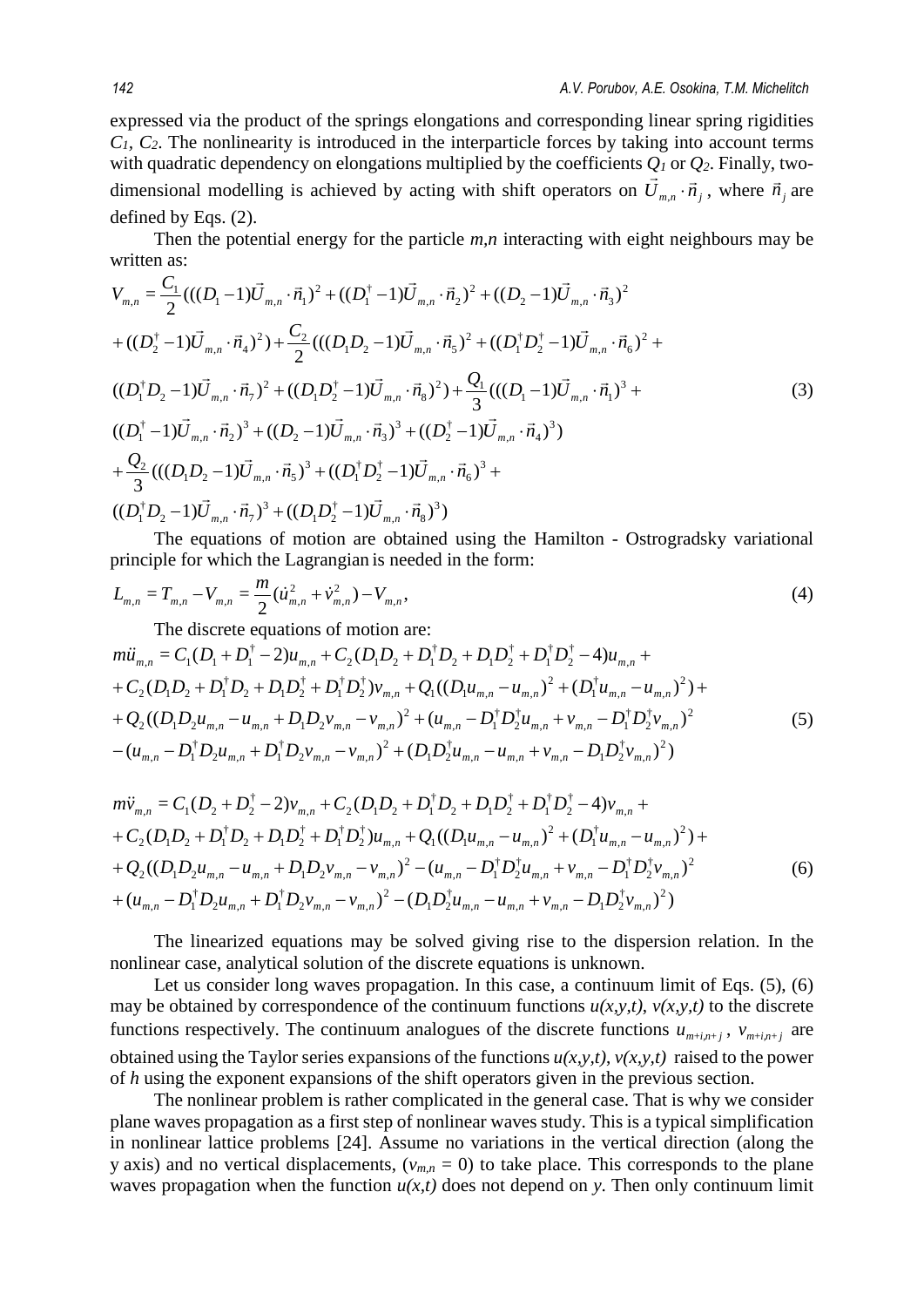expressed via the product of the springs elongations and corresponding linear spring rigidities $C_1$, $C_2$. The nonlinearity is introduced in the interparticle forces by taking into account terms with quadratic dependency on elongations multiplied by the coefficients $Q_1$ or $Q_2$. Finally, two-dimensional modelling is achieved by acting with shift operators on $\vec{U}_{m,n}\cdot\vec{n}_j$, where $\vec{n}_j$ are defined by Eqs. (2).

Then the potential energy for the particle $m,n$ interacting with eight neighbours may be written as:

$$
\begin{aligned}
V_{m,n} &= \frac{C_1}{2}(((D_1-1)\vec{U}_{m,n}\cdot\vec{n}_1)^2+((D_1^{\dagger}-1)\vec{U}_{m,n}\cdot\vec{n}_2)^2+((D_2-1)\vec{U}_{m,n}\cdot\vec{n}_3)^2\\
&+((D_2^{\dagger}-1)\vec{U}_{m,n}\cdot\vec{n}_4)^2)+\frac{C_2}{2}(((D_1D_2-1)\vec{U}_{m,n}\cdot\vec{n}_5)^2+((D_1^{\dagger}D_2^{\dagger}-1)\vec{U}_{m,n}\cdot\vec{n}_6)^2+\\
&((D_1^{\dagger}D_2-1)\vec{U}_{m,n}\cdot\vec{n}_7)^2+((D_1D_2^{\dagger}-1)\vec{U}_{m,n}\cdot\vec{n}_8)^2)+\frac{Q_1}{3}(((D_1-1)\vec{U}_{m,n}\cdot\vec{n}_1)^3+\\
&((D_1^{\dagger}-1)\vec{U}_{m,n}\cdot\vec{n}_2)^3+((D_2-1)\vec{U}_{m,n}\cdot\vec{n}_3)^3+((D_2^{\dagger}-1)\vec{U}_{m,n}\cdot\vec{n}_4)^3)\\
&+\frac{Q_2}{3}(((D_1D_2-1)\vec{U}_{m,n}\cdot\vec{n}_5)^3+((D_1^{\dagger}D_2^{\dagger}-1)\vec{U}_{m,n}\cdot\vec{n}_6)^3+\\
&((D_1^{\dagger}D_2-1)\vec{U}_{m,n}\cdot\vec{n}_7)^3+((D_1D_2^{\dagger}-1)\vec{U}_{m,n}\cdot\vec{n}_8)^3)
\end{aligned}
\tag{3}
$$

The equations of motion are obtained using the Hamilton - Ostrogradsky variational principle for which the Lagrangian is needed in the form:

$$
L_{m,n}=T_{m,n}-V_{m,n}=\frac{m}{2}(\dot{u}_{m,n}^2+\dot{v}_{m,n}^2)-V_{m,n},
\tag{4}
$$

The discrete equations of motion are:

$$
\begin{aligned}
m\ddot{u}_{m,n} &= C_1(D_1+D_1^{\dagger}-2)u_{m,n}+C_2(D_1D_2+D_1^{\dagger}D_2+D_1D_2^{\dagger}+D_1^{\dagger}D_2^{\dagger}-4)u_{m,n}+\\
&+C_2(D_1D_2+D_1^{\dagger}D_2+D_1D_2^{\dagger}+D_1^{\dagger}D_2^{\dagger})v_{m,n}+Q_1((D_1u_{m,n}-u_{m,n})^2+(D_1^{\dagger}u_{m,n}-u_{m,n})^2)+\\
&+Q_2((D_1D_2u_{m,n}-u_{m,n}+D_1D_2v_{m,n}-v_{m,n})^2+(u_{m,n}-D_1^{\dagger}D_2^{\dagger}u_{m,n}+v_{m,n}-D_1^{\dagger}D_2^{\dagger}v_{m,n})^2\\
&-(u_{m,n}-D_1^{\dagger}D_2u_{m,n}+D_1^{\dagger}D_2v_{m,n}-v_{m,n})^2+(D_1D_2^{\dagger}u_{m,n}-u_{m,n}+v_{m,n}-D_1D_2^{\dagger}v_{m,n})^2)
\end{aligned}
\tag{5}
$$

$$
\begin{aligned}
m\ddot{v}_{m,n} &= C_1(D_2+D_2^{\dagger}-2)v_{m,n}+C_2(D_1D_2+D_1^{\dagger}D_2+D_1D_2^{\dagger}+D_1^{\dagger}D_2^{\dagger}-4)v_{m,n}+\\
&+C_2(D_1D_2+D_1^{\dagger}D_2+D_1D_2^{\dagger}+D_1^{\dagger}D_2^{\dagger})u_{m,n}+Q_1((D_1u_{m,n}-u_{m,n})^2+(D_1^{\dagger}u_{m,n}-u_{m,n})^2)+\\
&+Q_2((D_1D_2u_{m,n}-u_{m,n}+D_1D_2v_{m,n}-v_{m,n})^2-(u_{m,n}-D_1^{\dagger}D_2^{\dagger}u_{m,n}+v_{m,n}-D_1^{\dagger}D_2^{\dagger}v_{m,n})^2\\
&+(u_{m,n}-D_1^{\dagger}D_2u_{m,n}+D_1^{\dagger}D_2v_{m,n}-v_{m,n})^2-(D_1D_2^{\dagger}u_{m,n}-u_{m,n}+v_{m,n}-D_1D_2^{\dagger}v_{m,n})^2)
\end{aligned}
\tag{6}
$$

The linearized equations may be solved giving rise to the dispersion relation. In the nonlinear case, analytical solution of the discrete equations is unknown.

Let us consider long waves propagation. In this case, a continuum limit of Eqs. (5), (6) may be obtained by correspondence of the continuum functions $u(x,y,t)$, $v(x,y,t)$ to the discrete functions respectively. The continuum analogues of the discrete functions $u_{m+i,n+j}$, $v_{m+i,n+j}$ are obtained using the Taylor series expansions of the functions $u(x,y,t)$, $v(x,y,t)$ raised to the power of $h$ using the exponent expansions of the shift operators given in the previous section.

The nonlinear problem is rather complicated in the general case. That is why we consider plane waves propagation as a first step of nonlinear waves study. This is a typical simplification in nonlinear lattice problems [24]. Assume no variations in the vertical direction (along the y axis) and no vertical displacements, ($v_{m,n} = 0$) to take place. This corresponds to the plane waves propagation when the function $u(x,t)$ does not depend on $y$. Then only continuum limit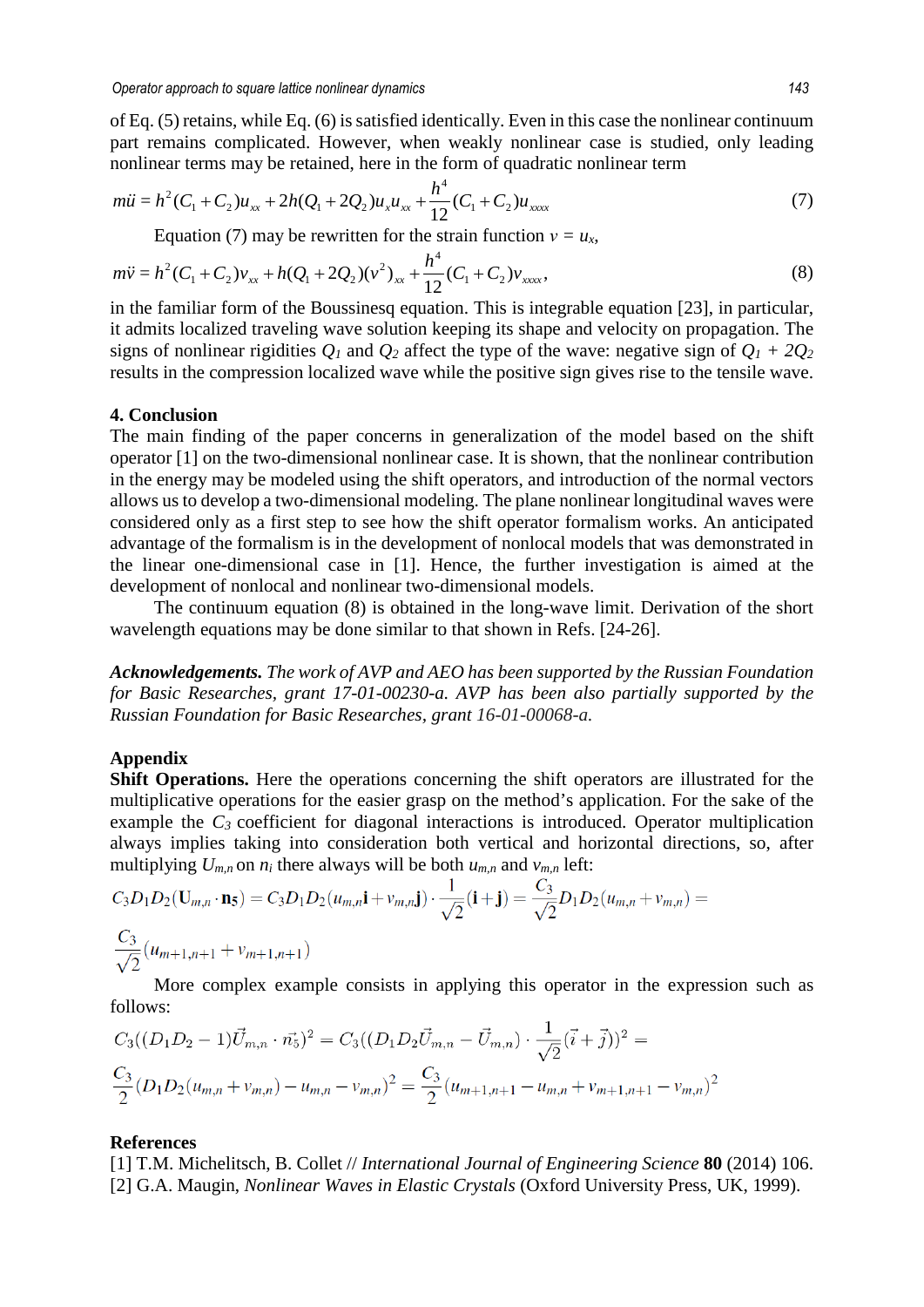of Eq. (5) retains, while Eq. (6) is satisfied identically. Even in this case the nonlinear continuum part remains complicated. However, when weakly nonlinear case is studied, only leading nonlinear terms may be retained, here in the form of quadratic nonlinear term

$$m\ddot{u} = h^2(C_1 + C_2)u_{xx} + 2h(Q_1 + 2Q_2)u_x u_{xx} + \frac{h^4}{12}(C_1 + C_2)u_{xxxx} \tag{7}$$

Equation (7) may be rewritten for the strain function $v = u_x$,

$$m\ddot{v} = h^2(C_1 + C_2)v_{xx} + h(Q_1 + 2Q_2)(v^2)_{xx} + \frac{h^4}{12}(C_1 + C_2)v_{xxxx}, \tag{8}$$

in the familiar form of the Boussinesq equation. This is integrable equation [23], in particular, it admits localized traveling wave solution keeping its shape and velocity on propagation. The signs of nonlinear rigidities $Q_1$ and $Q_2$ affect the type of the wave: negative sign of $Q_1 + 2Q_2$ results in the compression localized wave while the positive sign gives rise to the tensile wave.

## 4. Conclusion

The main finding of the paper concerns in generalization of the model based on the shift operator [1] on the two-dimensional nonlinear case. It is shown, that the nonlinear contribution in the energy may be modeled using the shift operators, and introduction of the normal vectors allows us to develop a two-dimensional modeling. The plane nonlinear longitudinal waves were considered only as a first step to see how the shift operator formalism works. An anticipated advantage of the formalism is in the development of nonlocal models that was demonstrated in the linear one-dimensional case in [1]. Hence, the further investigation is aimed at the development of nonlocal and nonlinear two-dimensional models.

The continuum equation (8) is obtained in the long-wave limit. Derivation of the short wavelength equations may be done similar to that shown in Refs. [24-26].

***Acknowledgements.*** *The work of AVP and AEO has been supported by the Russian Foundation for Basic Researches, grant 17-01-00230-a. AVP has been also partially supported by the Russian Foundation for Basic Researches, grant 16-01-00068-a.*

## Appendix

**Shift Operations.** Here the operations concerning the shift operators are illustrated for the multiplicative operations for the easier grasp on the method's application. For the sake of the example the $C_3$ coefficient for diagonal interactions is introduced. Operator multiplication always implies taking into consideration both vertical and horizontal directions, so, after multiplying $U_{m,n}$ on $n_i$ there always will be both $u_{m,n}$ and $v_{m,n}$ left:

$$C_3 D_1 D_2(\mathbf{U}_{m,n} \cdot \mathbf{n_5}) = C_3 D_1 D_2(u_{m,n}\mathbf{i} + v_{m,n}\mathbf{j}) \cdot \frac{1}{\sqrt{2}}(\mathbf{i} + \mathbf{j}) = \frac{C_3}{\sqrt{2}} D_1 D_2(u_{m,n} + v_{m,n}) =$$

$$\frac{C_3}{\sqrt{2}}(u_{m+1,n+1} + v_{m+1,n+1})$$

More complex example consists in applying this operator in the expression such as follows:

$$C_3((D_1 D_2 - 1)\vec{U}_{m,n} \cdot \vec{n_5})^2 = C_3((D_1 D_2 \vec{U}_{m,n} - \vec{U}_{m,n}) \cdot \frac{1}{\sqrt{2}}(\vec{i} + \vec{j}))^2 =$$

$$\frac{C_3}{2}(D_1 D_2(u_{m,n} + v_{m,n}) - u_{m,n} - v_{m,n})^2 = \frac{C_3}{2}(u_{m+1,n+1} - u_{m,n} + v_{m+1,n+1} - v_{m,n})^2$$

## References

[1] T.M. Michelitsch, B. Collet // *International Journal of Engineering Science* **80** (2014) 106.

[2] G.A. Maugin, *Nonlinear Waves in Elastic Crystals* (Oxford University Press, UK, 1999).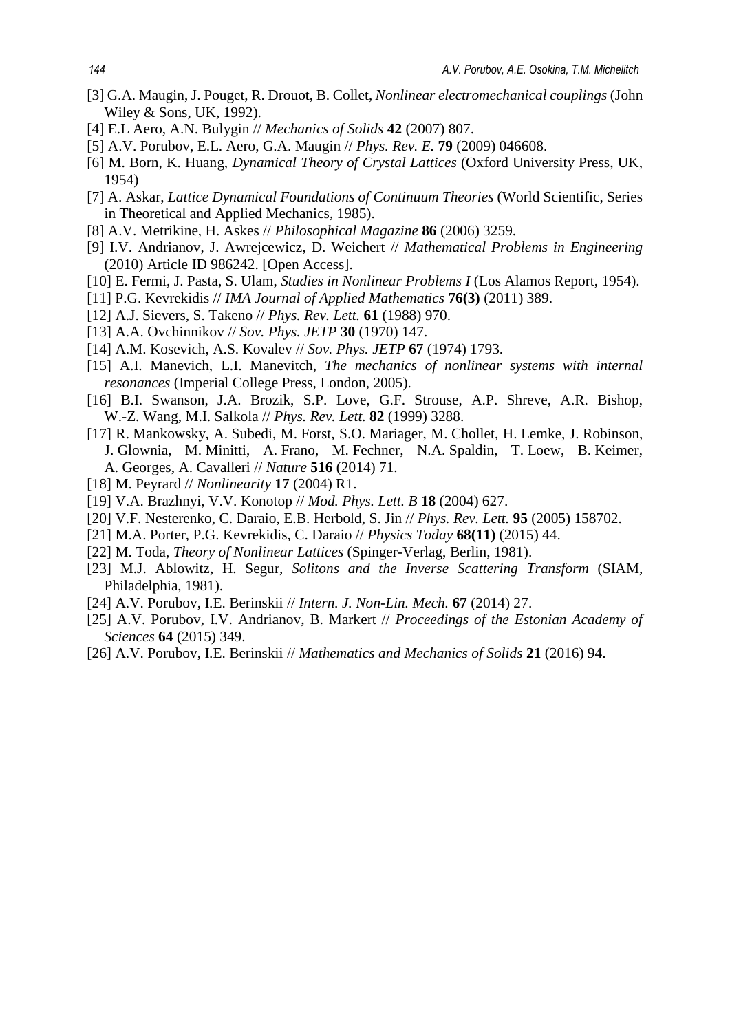[3] G.A. Maugin, J. Pouget, R. Drouot, B. Collet, *Nonlinear electromechanical couplings* (John Wiley & Sons, UK, 1992).

[4] E.L Aero, A.N. Bulygin // *Mechanics of Solids* **42** (2007) 807.

[5] A.V. Porubov, E.L. Aero, G.A. Maugin // *Phys. Rev. E.* **79** (2009) 046608.

[6] M. Born, K. Huang, *Dynamical Theory of Crystal Lattices* (Oxford University Press, UK, 1954)

[7] A. Askar, *Lattice Dynamical Foundations of Continuum Theories* (World Scientific, Series in Theoretical and Applied Mechanics, 1985).

[8] A.V. Metrikine, H. Askes // *Philosophical Magazine* **86** (2006) 3259.

[9] I.V. Andrianov, J. Awrejcewicz, D. Weichert // *Mathematical Problems in Engineering* (2010) Article ID 986242. [Open Access].

[10] E. Fermi, J. Pasta, S. Ulam, *Studies in Nonlinear Problems I* (Los Alamos Report, 1954).

[11] P.G. Kevrekidis // *IMA Journal of Applied Mathematics* **76(3)** (2011) 389.

[12] A.J. Sievers, S. Takeno // *Phys. Rev. Lett.* **61** (1988) 970.

[13] A.A. Ovchinnikov // *Sov. Phys. JETP* **30** (1970) 147.

[14] A.M. Kosevich, A.S. Kovalev // *Sov. Phys. JETP* **67** (1974) 1793.

[15] A.I. Manevich, L.I. Manevitch, *The mechanics of nonlinear systems with internal resonances* (Imperial College Press, London, 2005).

[16] B.I. Swanson, J.A. Brozik, S.P. Love, G.F. Strouse, A.P. Shreve, A.R. Bishop, W.-Z. Wang, M.I. Salkola // *Phys. Rev. Lett.* **82** (1999) 3288.

[17] R. Mankowsky, A. Subedi, M. Forst, S.O. Mariager, M. Chollet, H. Lemke, J. Robinson, J. Glownia, M. Minitti, A. Frano, M. Fechner, N.A. Spaldin, T. Loew, B. Keimer, A. Georges, A. Cavalleri // *Nature* **516** (2014) 71.

[18] M. Peyrard // *Nonlinearity* **17** (2004) R1.

[19] V.A. Brazhnyi, V.V. Konotop // *Mod. Phys. Lett. B* **18** (2004) 627.

[20] V.F. Nesterenko, C. Daraio, E.B. Herbold, S. Jin // *Phys. Rev. Lett.* **95** (2005) 158702.

[21] M.A. Porter, P.G. Kevrekidis, C. Daraio // *Physics Today* **68(11)** (2015) 44.

[22] M. Toda, *Theory of Nonlinear Lattices* (Spinger-Verlag, Berlin, 1981).

[23] M.J. Ablowitz, H. Segur, *Solitons and the Inverse Scattering Transform* (SIAM, Philadelphia, 1981).

[24] A.V. Porubov, I.E. Berinskii // *Intern. J. Non-Lin. Mech.* **67** (2014) 27.

[25] A.V. Porubov, I.V. Andrianov, B. Markert // *Proceedings of the Estonian Academy of Sciences* **64** (2015) 349.

[26] A.V. Porubov, I.E. Berinskii // *Mathematics and Mechanics of Solids* **21** (2016) 94.